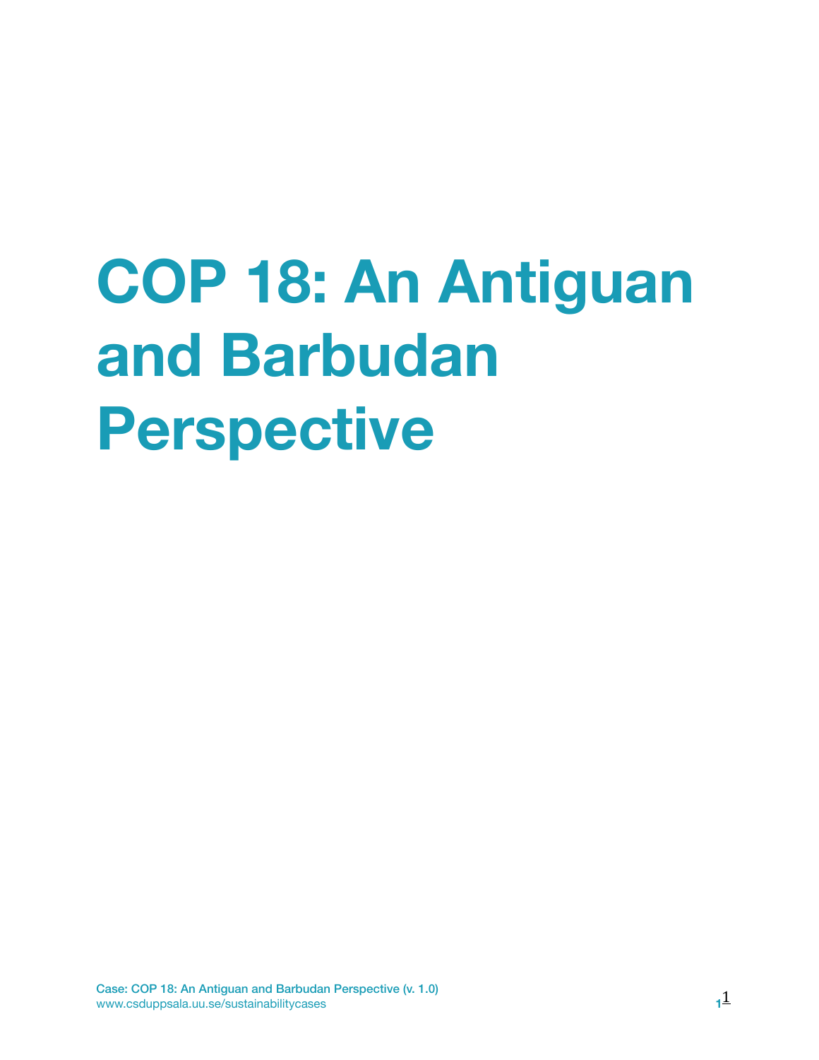# COP 18: An Antiguan and Barbudan Perspective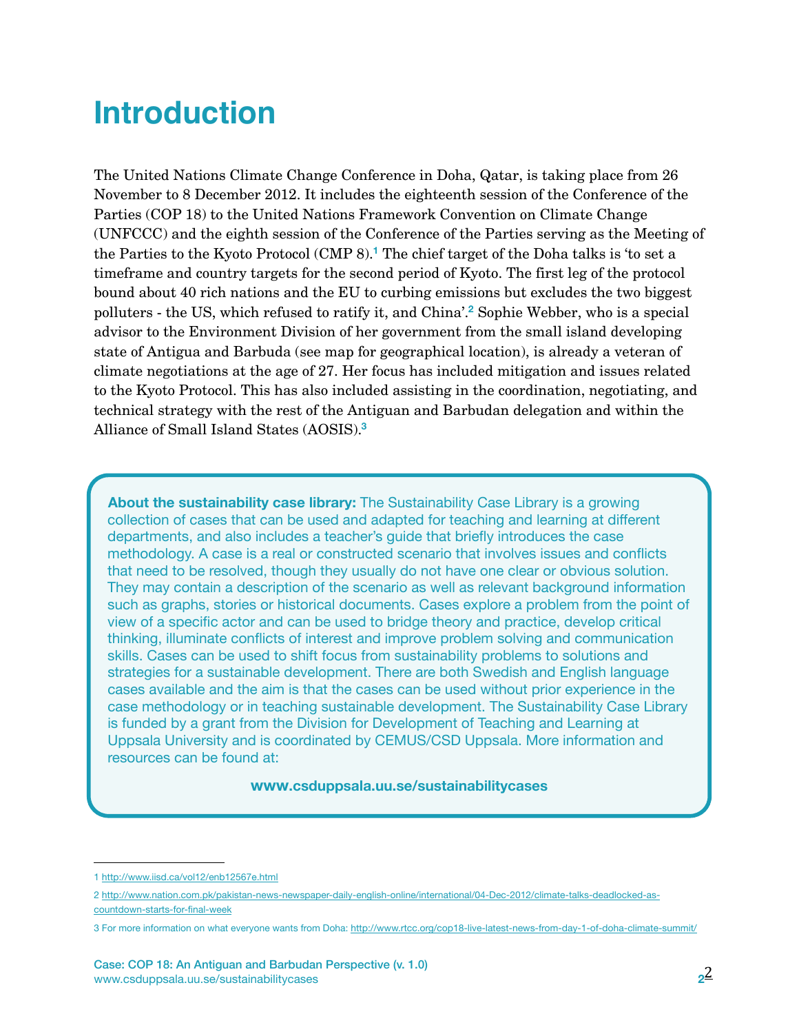# Introduction

The United Nations Climate Change Conference in Doha, Qatar, is taking place from 26 November to 8 December 2012. It includes the eighteenth session of the Conference of the Parties (COP 18) to the United Nations Framework Convention on Climate Change (UNFCCC) and the eighth session of the Conference of the Parties serving as the Meeting of the Parties to the Kyoto Protocol (CMP 8).[1] The chief target of the Doha talks is 'to set a timeframe and country targets for the second period of Kyoto. The first leg of the protocol bound about 40 rich nations and the EU to curbing emissions but excludes the two biggest polluters - the US, which refused to ratify it, and China'.[2] Sophie Webber, who is a special advisor to the Environment Division of her government from the small island developing state of Antigua and Barbuda (see map for geographical location), is already a veteran of climate negotiations at the age of 27. Her focus has included mitigation and issues related to the Kyoto Protocol. This has also included assisting in the coordination, negotiating, and technical strategy with the rest of the Antiguan and Barbudan delegation and within the Alliance of Small Island States (AOSIS).[3]

**About the sustainability case library:** The Sustainability Case Library is a growing collection of cases that can be used and adapted for teaching and learning at different departments, and also includes a teacher's guide that briefly introduces the case methodology. A case is a real or constructed scenario that involves issues and conflicts that need to be resolved, though they usually do not have one clear or obvious solution. They may contain a description of the scenario as well as relevant background information such as graphs, stories or historical documents. Cases explore a problem from the point of view of a specific actor and can be used to bridge theory and practice, develop critical thinking, illuminate conflicts of interest and improve problem solving and communication skills. Cases can be used to shift focus from sustainability problems to solutions and strategies for a sustainable development. There are both Swedish and English language cases available and the aim is that the cases can be used without prior experience in the case methodology or in teaching sustainable development. The Sustainability Case Library is funded by a grant from the Division for Development of Teaching and Learning at Uppsala University and is coordinated by CEMUS/CSD Uppsala. More information and resources can be found at:

**www.csduppsala.uu.se/sustainabilitycases**

1 http://www.iisd.ca/vol12/enb12567e.html

2 http://www.nation.com.pk/pakistan-news-newspaper-daily-english-online/international/04-Dec-2012/climate-talks-deadlocked-as-countdown-starts-for-final-week

3 For more information on what everyone wants from Doha: http://www.rtcc.org/cop18-live-latest-news-from-day-1-of-doha-climate-summit/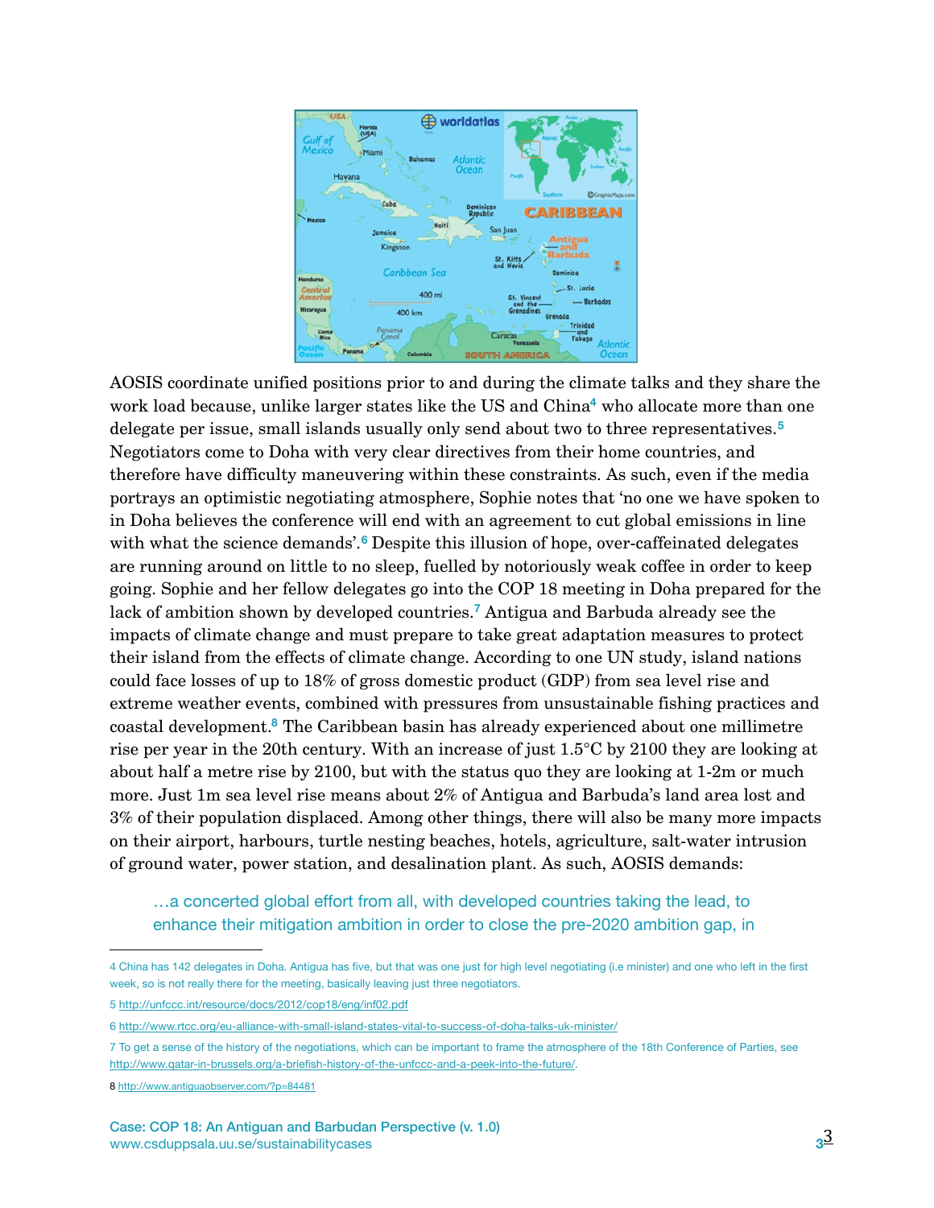AOSIS coordinate unified positions prior to and during the climate talks and they share the work load because, unlike larger states like the US and China[4] who allocate more than one delegate per issue, small islands usually only send about two to three representatives.[5] Negotiators come to Doha with very clear directives from their home countries, and therefore have difficulty maneuvering within these constraints. As such, even if the media portrays an optimistic negotiating atmosphere, Sophie notes that 'no one we have spoken to in Doha believes the conference will end with an agreement to cut global emissions in line with what the science demands'.[6] Despite this illusion of hope, over-caffeinated delegates are running around on little to no sleep, fuelled by notoriously weak coffee in order to keep going. Sophie and her fellow delegates go into the COP 18 meeting in Doha prepared for the lack of ambition shown by developed countries.[7] Antigua and Barbuda already see the impacts of climate change and must prepare to take great adaptation measures to protect their island from the effects of climate change. According to one UN study, island nations could face losses of up to 18% of gross domestic product (GDP) from sea level rise and extreme weather events, combined with pressures from unsustainable fishing practices and coastal development.[8] The Caribbean basin has already experienced about one millimetre rise per year in the 20th century. With an increase of just 1.5°C by 2100 they are looking at about half a metre rise by 2100, but with the status quo they are looking at 1-2m or much more. Just 1m sea level rise means about 2% of Antigua and Barbuda's land area lost and 3% of their population displaced. Among other things, there will also be many more impacts on their airport, harbours, turtle nesting beaches, hotels, agriculture, salt-water intrusion of ground water, power station, and desalination plant. As such, AOSIS demands:

> …a concerted global effort from all, with developed countries taking the lead, to enhance their mitigation ambition in order to close the pre-2020 ambition gap, in

---

4 China has 142 delegates in Doha. Antigua has five, but that was one just for high level negotiating (i.e minister) and one who left in the first week, so is not really there for the meeting, basically leaving just three negotiators.

5 http://unfccc.int/resource/docs/2012/cop18/eng/inf02.pdf

6 http://www.rtcc.org/eu-alliance-with-small-island-states-vital-to-success-of-doha-talks-uk-minister/

7 To get a sense of the history of the negotiations, which can be important to frame the atmosphere of the 18th Conference of Parties, see http://www.qatar-in-brussels.org/a-briefish-history-of-the-unfccc-and-a-peek-into-the-future/.

8 http://www.antiguaobserver.com/?p=84481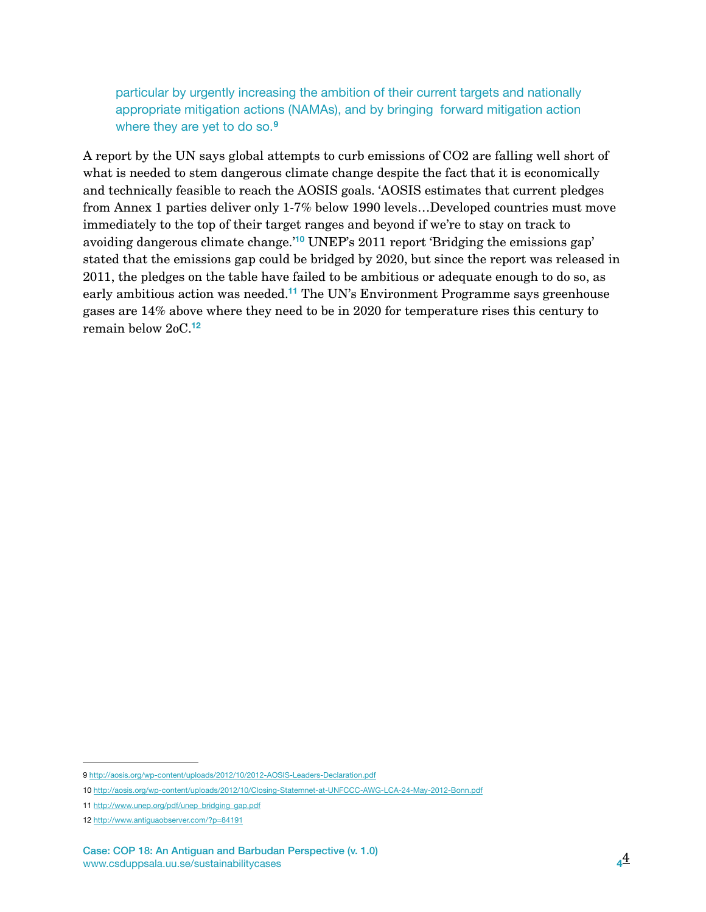> particular by urgently increasing the ambition of their current targets and nationally appropriate mitigation actions (NAMAs), and by bringing forward mitigation action where they are yet to do so.[9]

A report by the UN says global attempts to curb emissions of $CO_2$ are falling well short of what is needed to stem dangerous climate change despite the fact that it is economically and technically feasible to reach the AOSIS goals. 'AOSIS estimates that current pledges from Annex 1 parties deliver only 1-7% below 1990 levels…Developed countries must move immediately to the top of their target ranges and beyond if we're to stay on track to avoiding dangerous climate change.'[10] UNEP's 2011 report 'Bridging the emissions gap' stated that the emissions gap could be bridged by 2020, but since the report was released in 2011, the pledges on the table have failed to be ambitious or adequate enough to do so, as early ambitious action was needed.[11] The UN's Environment Programme says greenhouse gases are 14% above where they need to be in 2020 for temperature rises this century to remain below 2oC.[12]

---

9 http://aosis.org/wp-content/uploads/2012/10/2012-AOSIS-Leaders-Declaration.pdf

10 http://aosis.org/wp-content/uploads/2012/10/Closing-Statemnet-at-UNFCCC-AWG-LCA-24-May-2012-Bonn.pdf

11 http://www.unep.org/pdf/unep_bridging_gap.pdf

12 http://www.antiguaobserver.com/?p=84191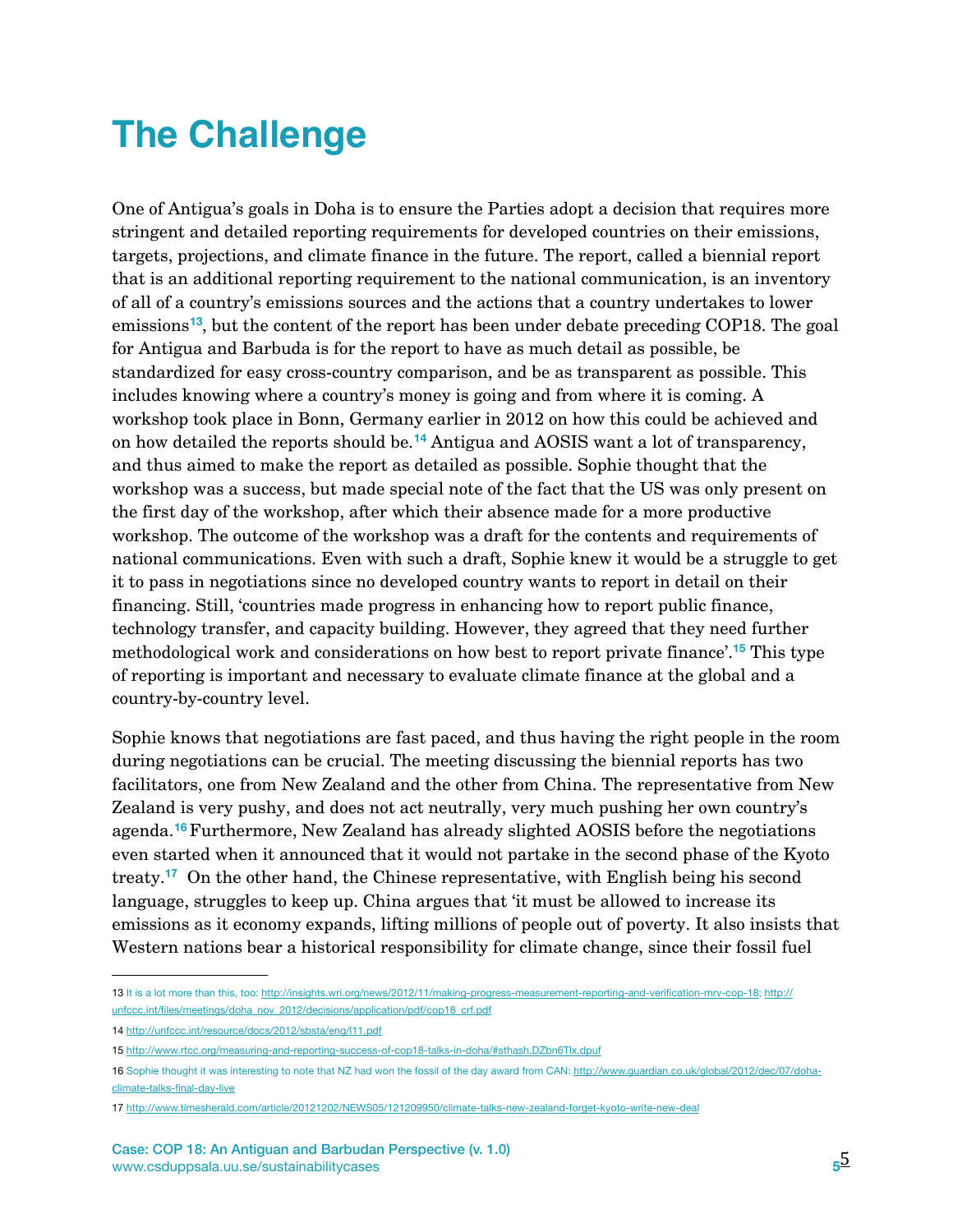# The Challenge

One of Antigua's goals in Doha is to ensure the Parties adopt a decision that requires more stringent and detailed reporting requirements for developed countries on their emissions, targets, projections, and climate finance in the future. The report, called a biennial report that is an additional reporting requirement to the national communication, is an inventory of all of a country's emissions sources and the actions that a country undertakes to lower emissions[13], but the content of the report has been under debate preceding COP18. The goal for Antigua and Barbuda is for the report to have as much detail as possible, be standardized for easy cross-country comparison, and be as transparent as possible. This includes knowing where a country's money is going and from where it is coming. A workshop took place in Bonn, Germany earlier in 2012 on how this could be achieved and on how detailed the reports should be.[14] Antigua and AOSIS want a lot of transparency, and thus aimed to make the report as detailed as possible. Sophie thought that the workshop was a success, but made special note of the fact that the US was only present on the first day of the workshop, after which their absence made for a more productive workshop. The outcome of the workshop was a draft for the contents and requirements of national communications. Even with such a draft, Sophie knew it would be a struggle to get it to pass in negotiations since no developed country wants to report in detail on their financing. Still, 'countries made progress in enhancing how to report public finance, technology transfer, and capacity building. However, they agreed that they need further methodological work and considerations on how best to report private finance'.[15] This type of reporting is important and necessary to evaluate climate finance at the global and a country-by-country level.

Sophie knows that negotiations are fast paced, and thus having the right people in the room during negotiations can be crucial. The meeting discussing the biennial reports has two facilitators, one from New Zealand and the other from China. The representative from New Zealand is very pushy, and does not act neutrally, very much pushing her own country's agenda.[16] Furthermore, New Zealand has already slighted AOSIS before the negotiations even started when it announced that it would not partake in the second phase of the Kyoto treaty.[17] On the other hand, the Chinese representative, with English being his second language, struggles to keep up. China argues that 'it must be allowed to increase its emissions as it economy expands, lifting millions of people out of poverty. It also insists that Western nations bear a historical responsibility for climate change, since their fossil fuel

---

13 It is a lot more than this, too: http://insights.wri.org/news/2012/11/making-progress-measurement-reporting-and-verification-mrv-cop-18; http://unfccc.int/files/meetings/doha_nov_2012/decisions/application/pdf/cop18_crf.pdf

14 http://unfccc.int/resource/docs/2012/sbsta/eng/l11.pdf

15 http://www.rtcc.org/measuring-and-reporting-success-of-cop18-talks-in-doha/#sthash.DZbn6Tlx.dpuf

16 Sophie thought it was interesting to note that NZ had won the fossil of the day award from CAN: http://www.guardian.co.uk/global/2012/dec/07/doha-climate-talks-final-day-live

17 http://www.timesherald.com/article/20121202/NEWS05/121209950/climate-talks-new-zealand-forget-kyoto-write-new-deal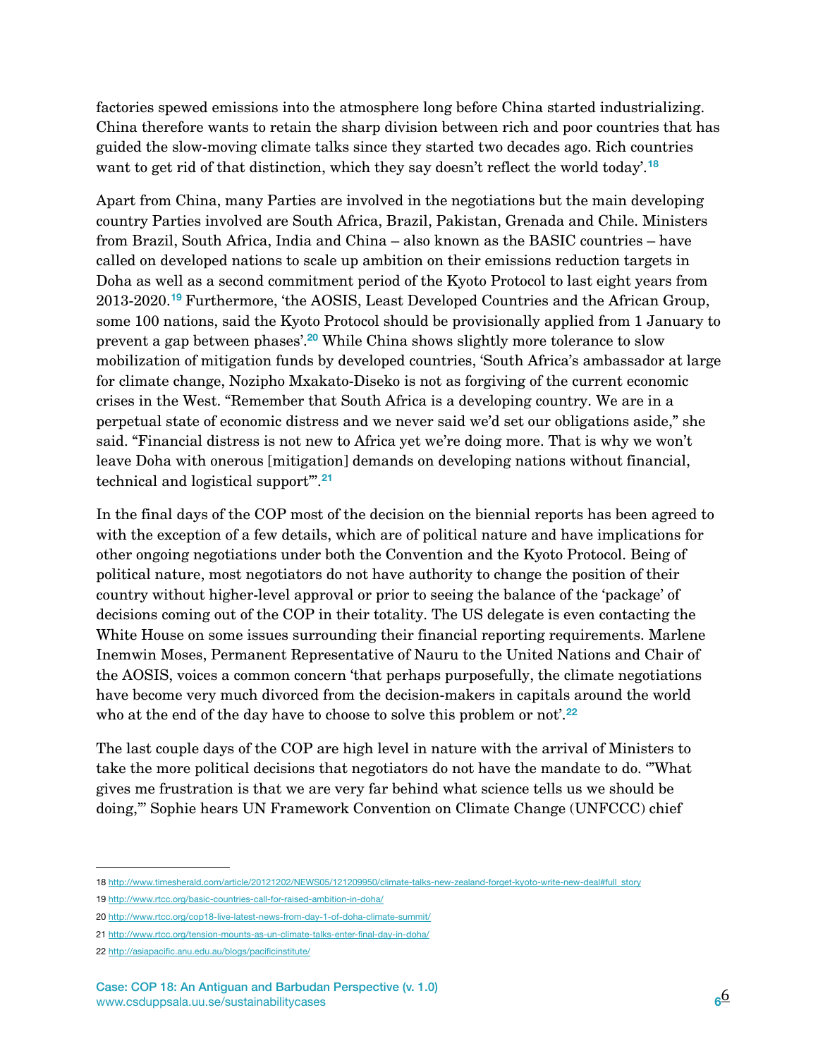factories spewed emissions into the atmosphere long before China started industrializing. China therefore wants to retain the sharp division between rich and poor countries that has guided the slow-moving climate talks since they started two decades ago. Rich countries want to get rid of that distinction, which they say doesn't reflect the world today'.[18]

Apart from China, many Parties are involved in the negotiations but the main developing country Parties involved are South Africa, Brazil, Pakistan, Grenada and Chile. Ministers from Brazil, South Africa, India and China – also known as the BASIC countries – have called on developed nations to scale up ambition on their emissions reduction targets in Doha as well as a second commitment period of the Kyoto Protocol to last eight years from 2013-2020.[19] Furthermore, 'the AOSIS, Least Developed Countries and the African Group, some 100 nations, said the Kyoto Protocol should be provisionally applied from 1 January to prevent a gap between phases'.[20] While China shows slightly more tolerance to slow mobilization of mitigation funds by developed countries, 'South Africa's ambassador at large for climate change, Nozipho Mxakato-Diseko is not as forgiving of the current economic crises in the West. "Remember that South Africa is a developing country. We are in a perpetual state of economic distress and we never said we'd set our obligations aside," she said. "Financial distress is not new to Africa yet we're doing more. That is why we won't leave Doha with onerous [mitigation] demands on developing nations without financial, technical and logistical support"'.[21]

In the final days of the COP most of the decision on the biennial reports has been agreed to with the exception of a few details, which are of political nature and have implications for other ongoing negotiations under both the Convention and the Kyoto Protocol. Being of political nature, most negotiators do not have authority to change the position of their country without higher-level approval or prior to seeing the balance of the 'package' of decisions coming out of the COP in their totality. The US delegate is even contacting the White House on some issues surrounding their financial reporting requirements. Marlene Inemwin Moses, Permanent Representative of Nauru to the United Nations and Chair of the AOSIS, voices a common concern 'that perhaps purposefully, the climate negotiations have become very much divorced from the decision-makers in capitals around the world who at the end of the day have to choose to solve this problem or not'.[22]

The last couple days of the COP are high level in nature with the arrival of Ministers to take the more political decisions that negotiators do not have the mandate to do. '"What gives me frustration is that we are very far behind what science tells us we should be doing,"' Sophie hears UN Framework Convention on Climate Change (UNFCCC) chief

---

18 http://www.timesherald.com/article/20121202/NEWS05/121209950/climate-talks-new-zealand-forget-kyoto-write-new-deal#full_story

19 http://www.rtcc.org/basic-countries-call-for-raised-ambition-in-doha/

20 http://www.rtcc.org/cop18-live-latest-news-from-day-1-of-doha-climate-summit/

21 http://www.rtcc.org/tension-mounts-as-un-climate-talks-enter-final-day-in-doha/

22 http://asiapacific.anu.edu.au/blogs/pacificinstitute/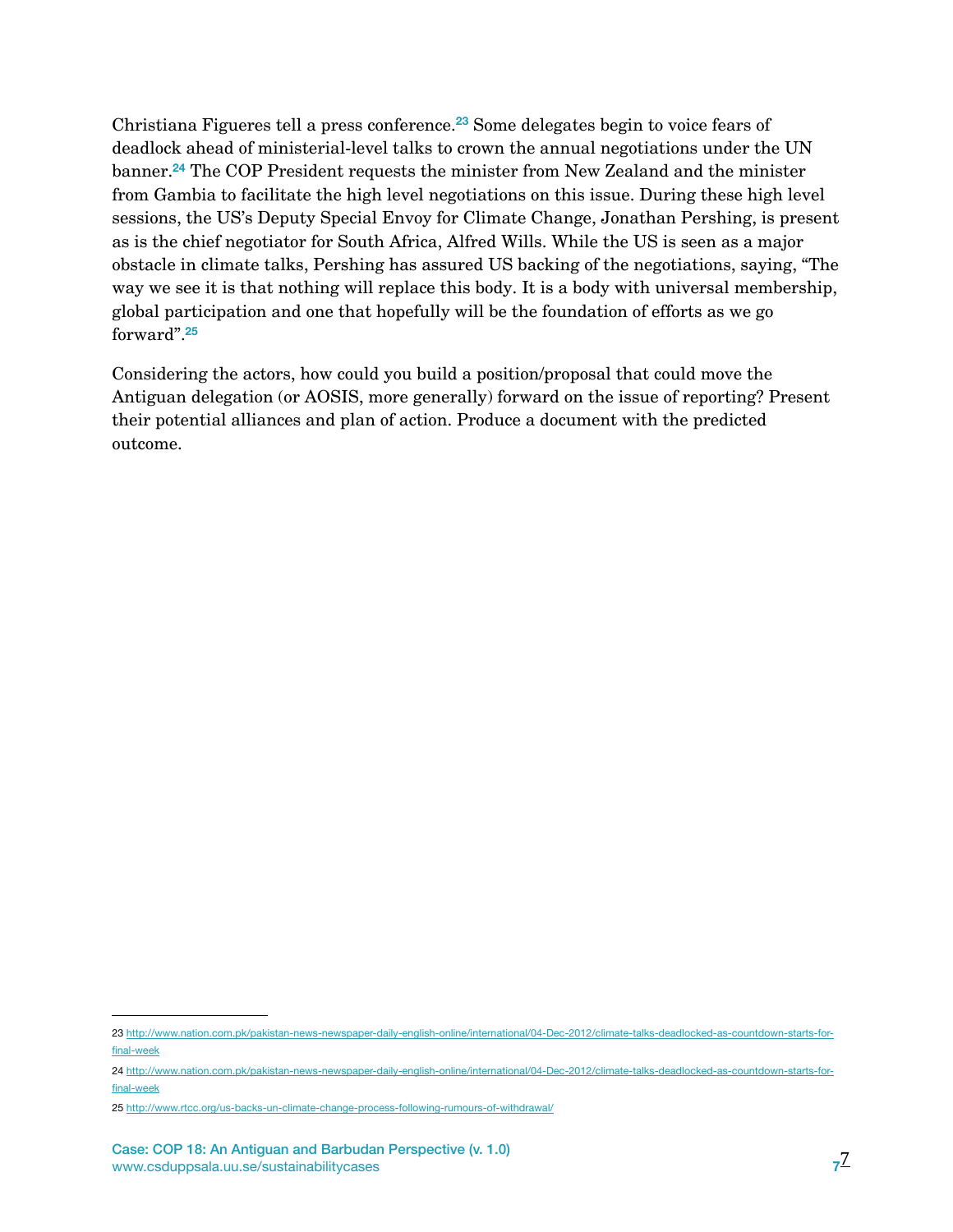Christiana Figueres tell a press conference.[23] Some delegates begin to voice fears of deadlock ahead of ministerial-level talks to crown the annual negotiations under the UN banner.[24] The COP President requests the minister from New Zealand and the minister from Gambia to facilitate the high level negotiations on this issue. During these high level sessions, the US's Deputy Special Envoy for Climate Change, Jonathan Pershing, is present as is the chief negotiator for South Africa, Alfred Wills. While the US is seen as a major obstacle in climate talks, Pershing has assured US backing of the negotiations, saying, "The way we see it is that nothing will replace this body. It is a body with universal membership, global participation and one that hopefully will be the foundation of efforts as we go forward".[25]

Considering the actors, how could you build a position/proposal that could move the Antiguan delegation (or AOSIS, more generally) forward on the issue of reporting? Present their potential alliances and plan of action. Produce a document with the predicted outcome.

---

23 http://www.nation.com.pk/pakistan-news-newspaper-daily-english-online/international/04-Dec-2012/climate-talks-deadlocked-as-countdown-starts-for-final-week

24 http://www.nation.com.pk/pakistan-news-newspaper-daily-english-online/international/04-Dec-2012/climate-talks-deadlocked-as-countdown-starts-for-final-week

25 http://www.rtcc.org/us-backs-un-climate-change-process-following-rumours-of-withdrawal/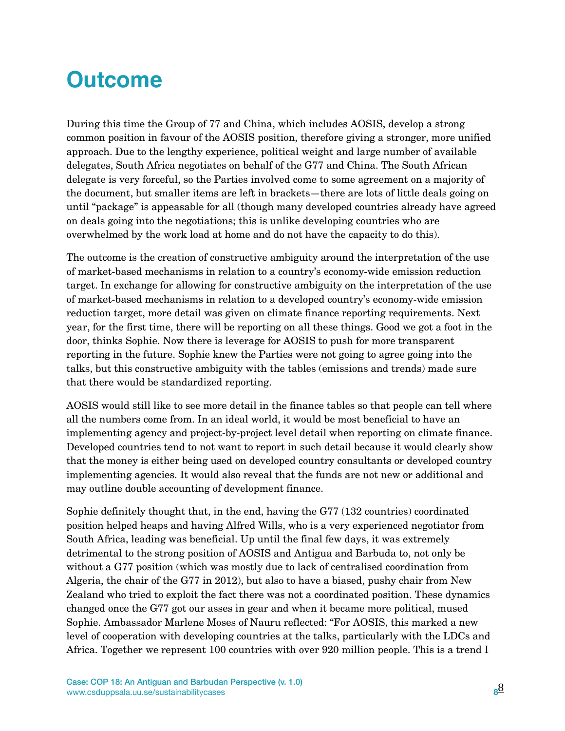# Outcome

During this time the Group of 77 and China, which includes AOSIS, develop a strong common position in favour of the AOSIS position, therefore giving a stronger, more unified approach. Due to the lengthy experience, political weight and large number of available delegates, South Africa negotiates on behalf of the G77 and China. The South African delegate is very forceful, so the Parties involved come to some agreement on a majority of the document, but smaller items are left in brackets—there are lots of little deals going on until "package" is appeasable for all (though many developed countries already have agreed on deals going into the negotiations; this is unlike developing countries who are overwhelmed by the work load at home and do not have the capacity to do this).

The outcome is the creation of constructive ambiguity around the interpretation of the use of market-based mechanisms in relation to a country's economy-wide emission reduction target. In exchange for allowing for constructive ambiguity on the interpretation of the use of market-based mechanisms in relation to a developed country's economy-wide emission reduction target, more detail was given on climate finance reporting requirements. Next year, for the first time, there will be reporting on all these things. Good we got a foot in the door, thinks Sophie. Now there is leverage for AOSIS to push for more transparent reporting in the future. Sophie knew the Parties were not going to agree going into the talks, but this constructive ambiguity with the tables (emissions and trends) made sure that there would be standardized reporting.

AOSIS would still like to see more detail in the finance tables so that people can tell where all the numbers come from. In an ideal world, it would be most beneficial to have an implementing agency and project-by-project level detail when reporting on climate finance. Developed countries tend to not want to report in such detail because it would clearly show that the money is either being used on developed country consultants or developed country implementing agencies. It would also reveal that the funds are not new or additional and may outline double accounting of development finance.

Sophie definitely thought that, in the end, having the G77 (132 countries) coordinated position helped heaps and having Alfred Wills, who is a very experienced negotiator from South Africa, leading was beneficial. Up until the final few days, it was extremely detrimental to the strong position of AOSIS and Antigua and Barbuda to, not only be without a G77 position (which was mostly due to lack of centralised coordination from Algeria, the chair of the G77 in 2012), but also to have a biased, pushy chair from New Zealand who tried to exploit the fact there was not a coordinated position. These dynamics changed once the G77 got our asses in gear and when it became more political, mused Sophie. Ambassador Marlene Moses of Nauru reflected: "For AOSIS, this marked a new level of cooperation with developing countries at the talks, particularly with the LDCs and Africa. Together we represent 100 countries with over 920 million people. This is a trend I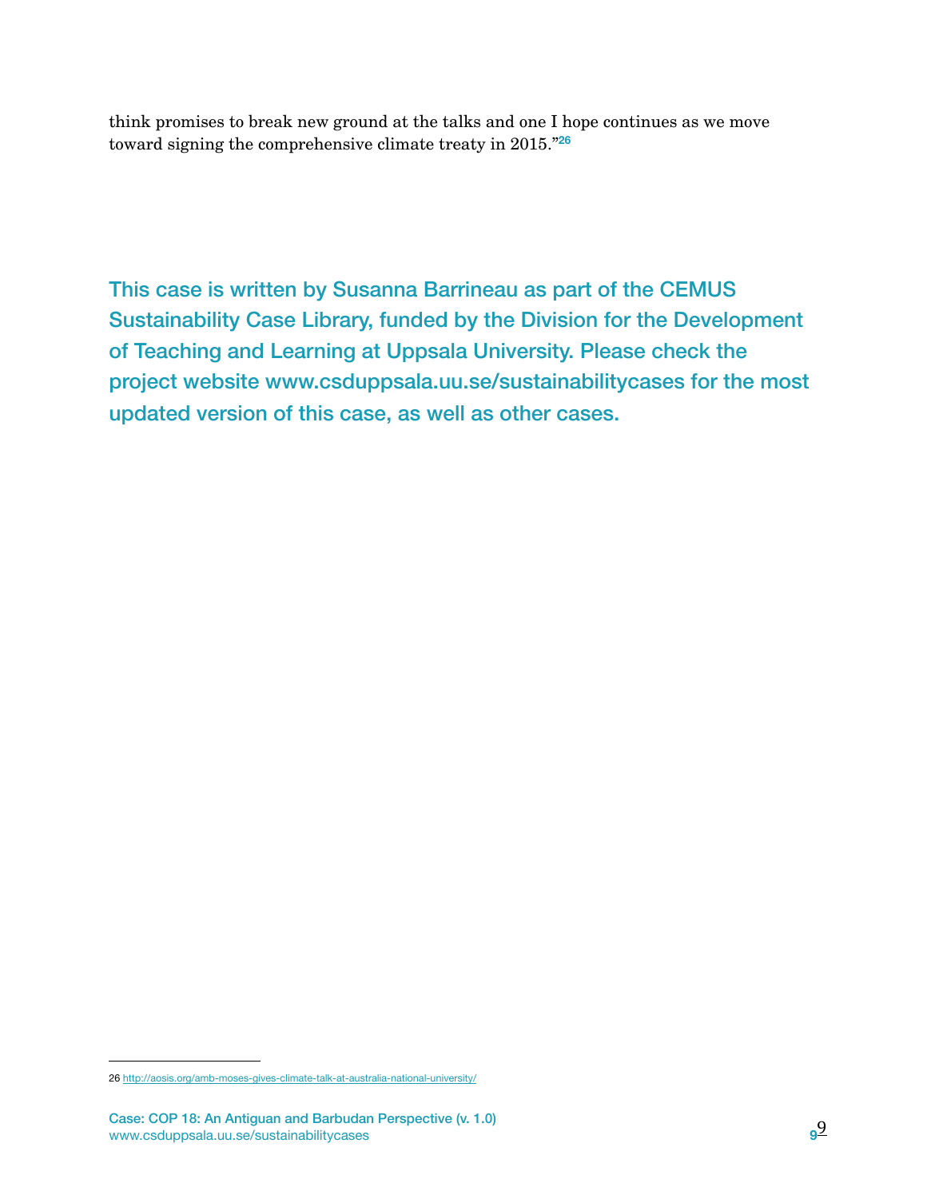think promises to break new ground at the talks and one I hope continues as we move toward signing the comprehensive climate treaty in 2015."[26]

**This case is written by Susanna Barrineau as part of the CEMUS Sustainability Case Library, funded by the Division for the Development of Teaching and Learning at Uppsala University. Please check the project website www.csduppsala.uu.se/sustainabilitycases for the most updated version of this case, as well as other cases.**

---

26 http://aosis.org/amb-moses-gives-climate-talk-at-australia-national-university/